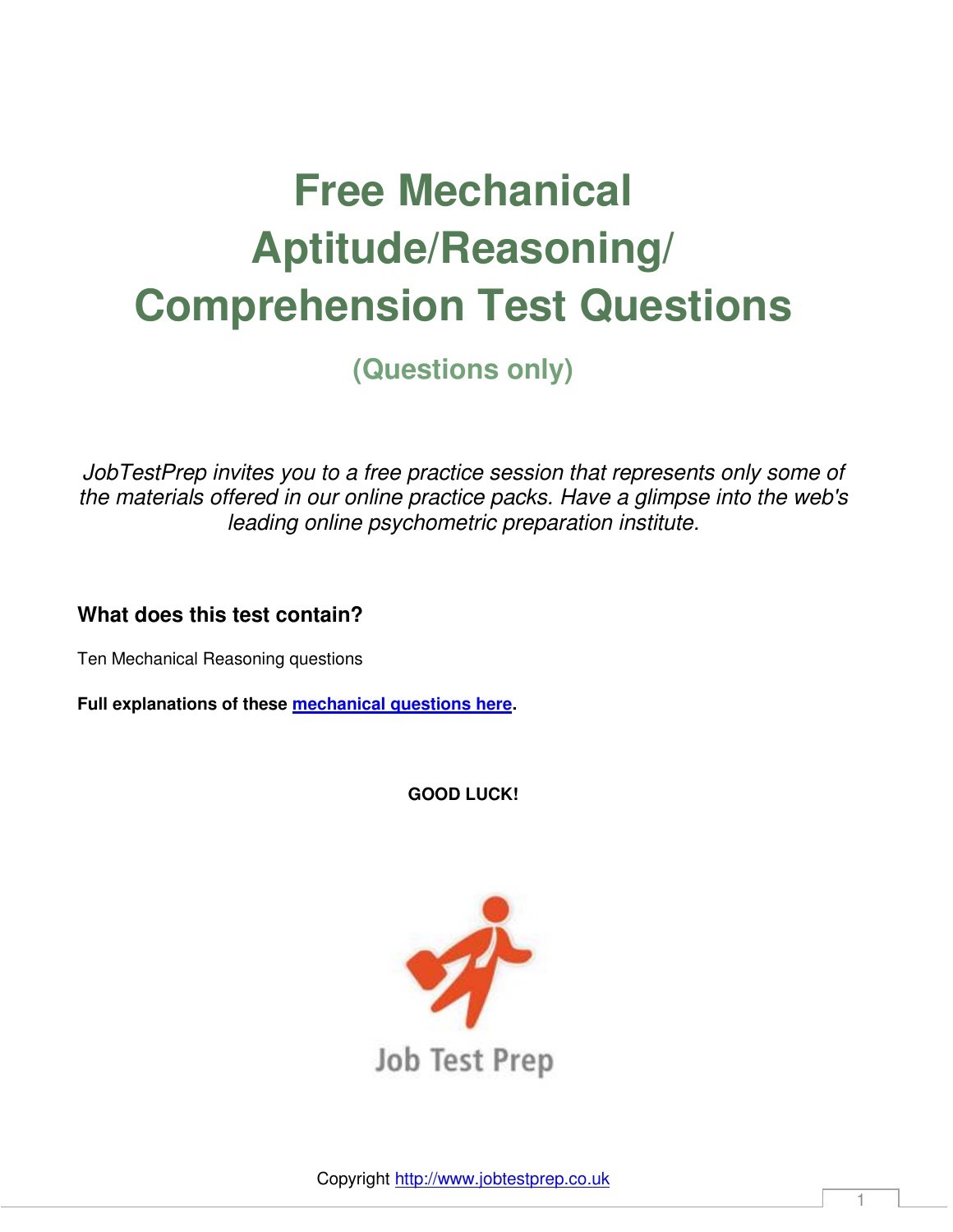# Free Mechanical Aptitude/Reasoning/ Comprehension Test Questions

## (Questions only)

*JobTestPrep invites you to a free practice session that represents only some of the materials offered in our online practice packs. Have a glimpse into the web's leading online psychometric preparation institute.*

### What does this test contain?

Ten Mechanical Reasoning questions

**Full explanations of these mechanical questions here.**

**GOOD LUCK!**

Job Test Prep

Copyright http://www.jobtestprep.co.uk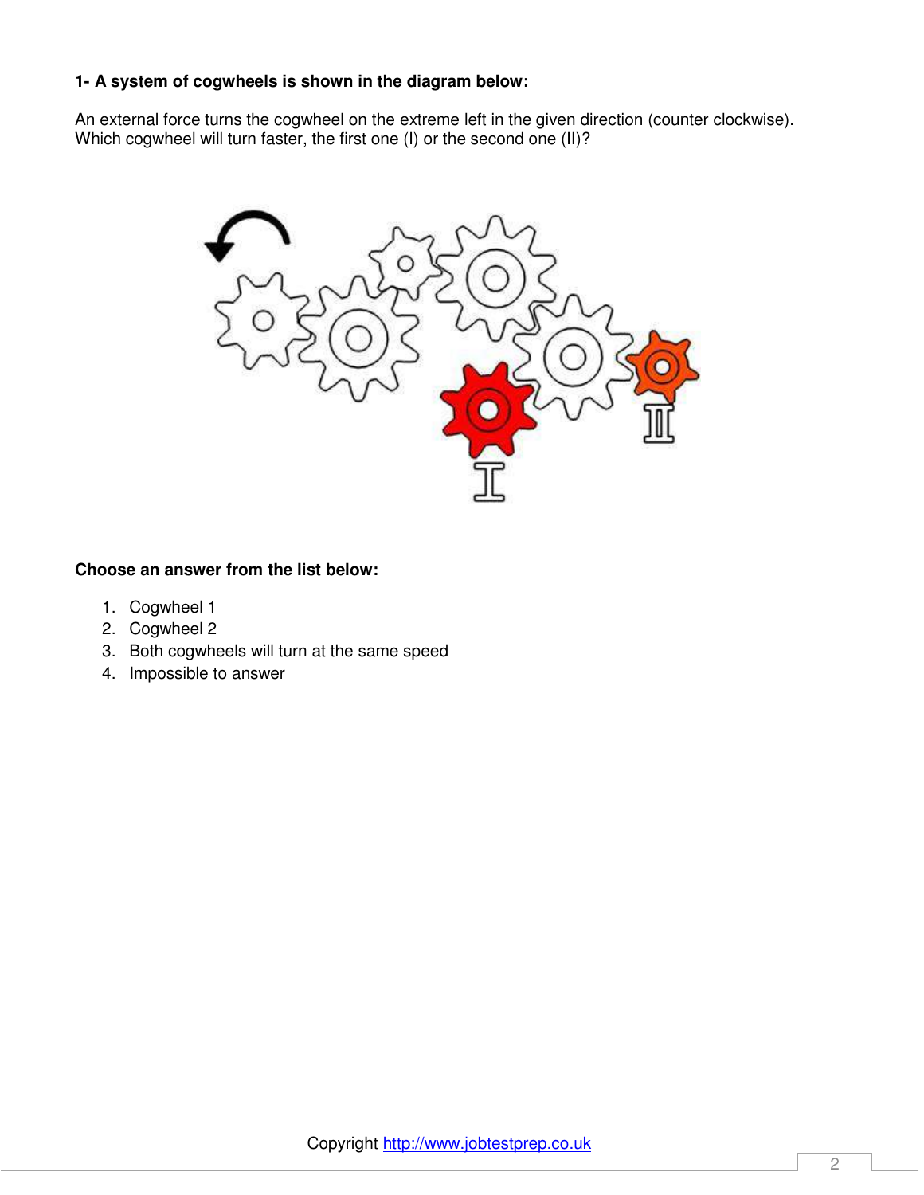**1- A system of cogwheels is shown in the diagram below:**

An external force turns the cogwheel on the extreme left in the given direction (counter clockwise). Which cogwheel will turn faster, the first one (I) or the second one (II)?

**Choose an answer from the list below:**

1. Cogwheel 1
2. Cogwheel 2
3. Both cogwheels will turn at the same speed
4. Impossible to answer

Copyright http://www.jobtestprep.co.uk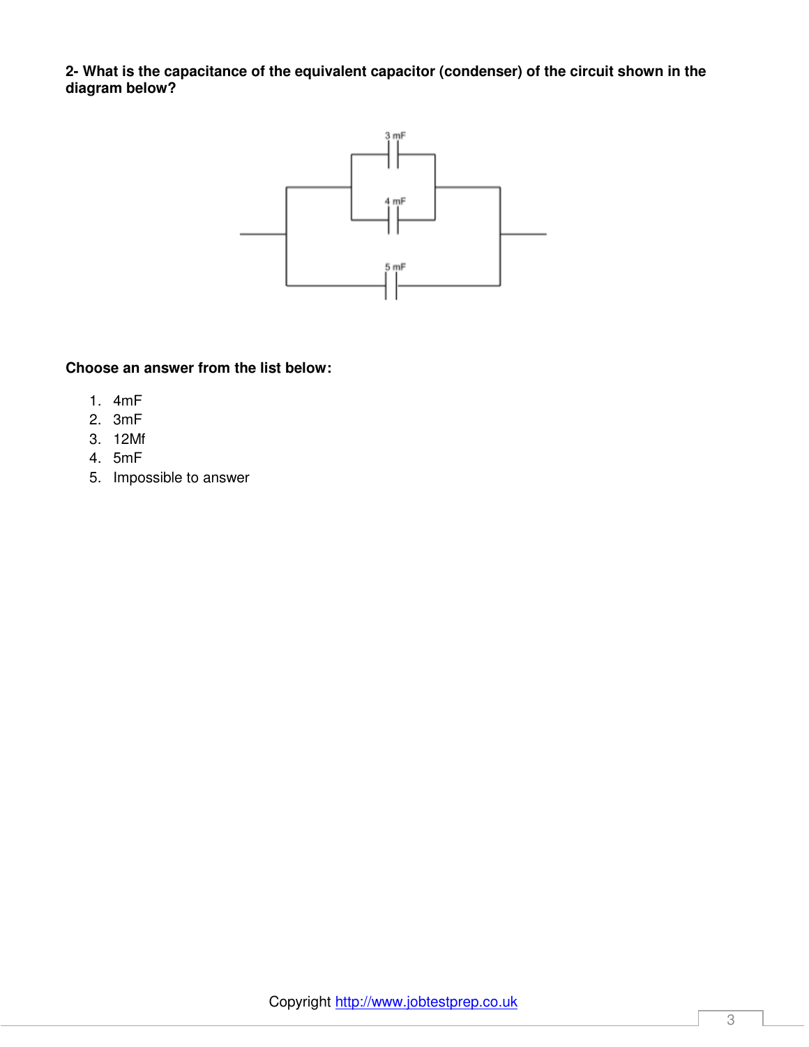**2- What is the capacitance of the equivalent capacitor (condenser) of the circuit shown in the diagram below?**

3 mF

4 mF

5 mF

**Choose an answer from the list below:**

1. 4mF
2. 3mF
3. 12Mf
4. 5mF
5. Impossible to answer

Copyright http://www.jobtestprep.co.uk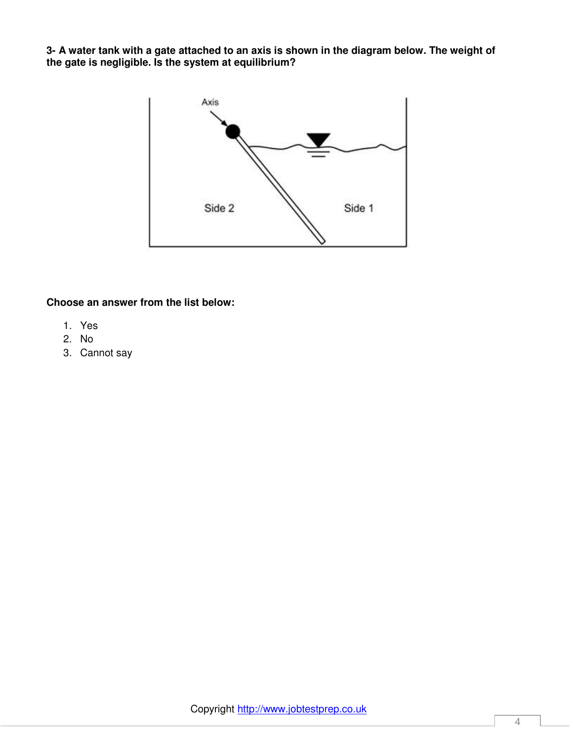**3- A water tank with a gate attached to an axis is shown in the diagram below. The weight of the gate is negligible. Is the system at equilibrium?**

**Choose an answer from the list below:**

1. Yes
2. No
3. Cannot say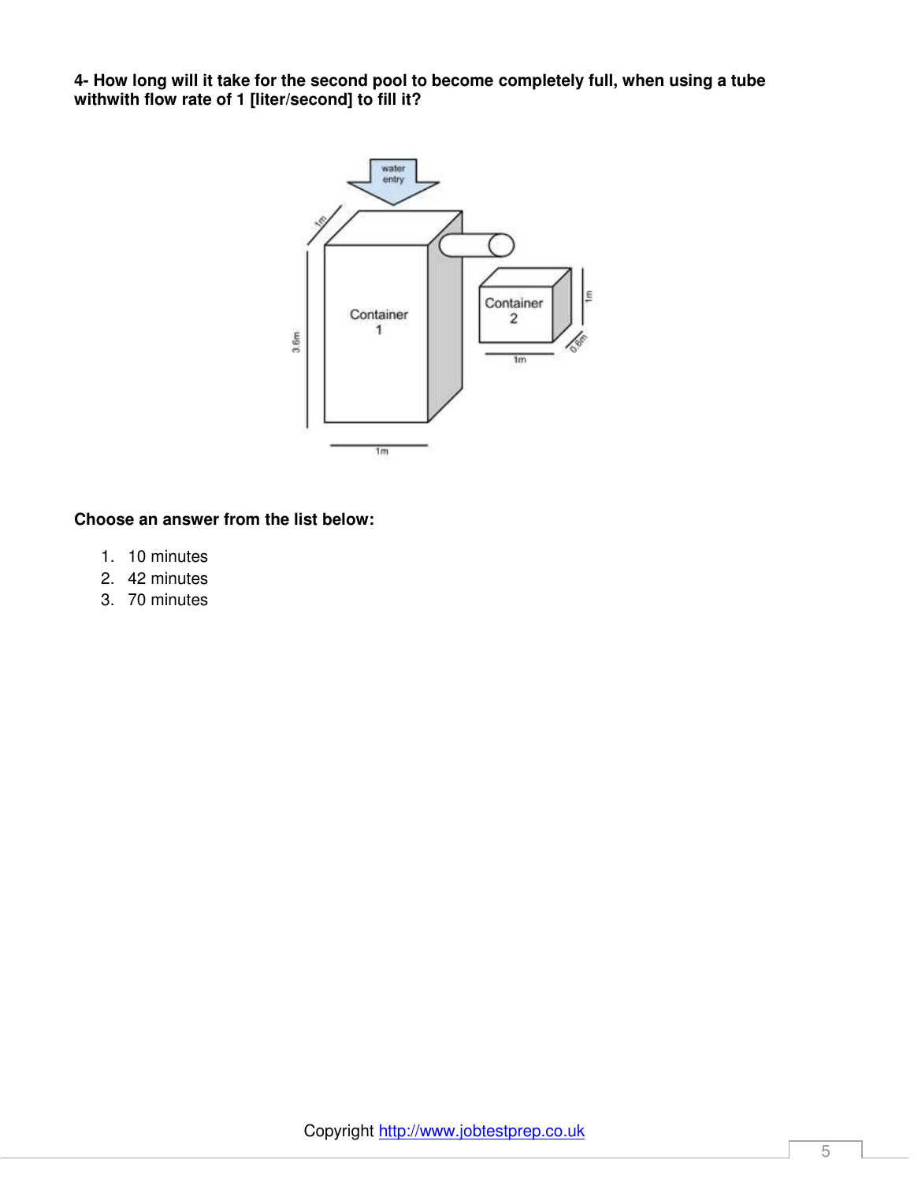**4- How long will it take for the second pool to become completely full, when using a tube withwith flow rate of 1 [liter/second] to fill it?**

**Choose an answer from the list below:**

1. 10 minutes
2. 42 minutes
3. 70 minutes

Copyright http://www.jobtestprep.co.uk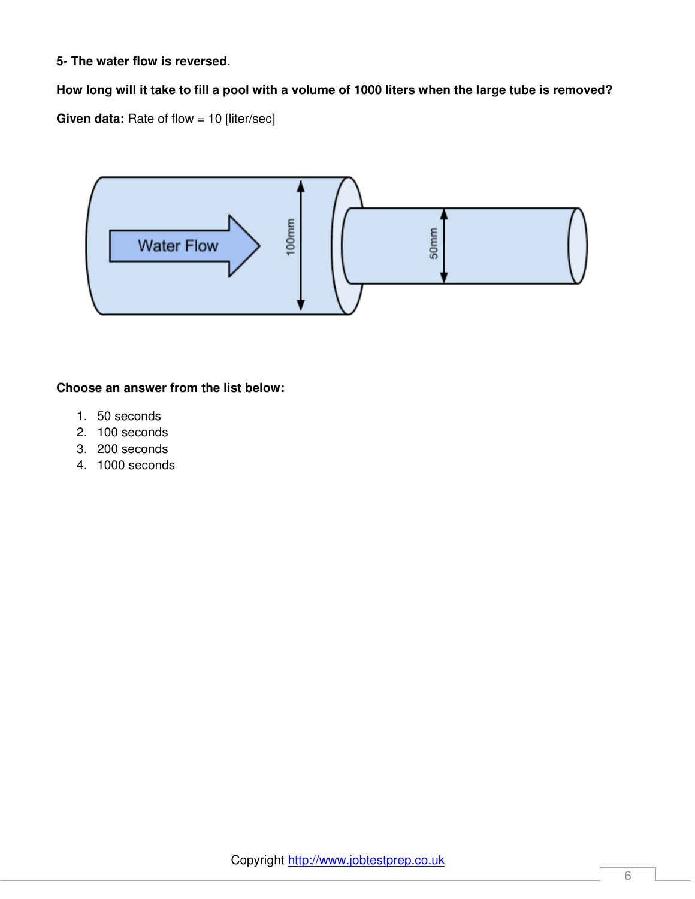**5- The water flow is reversed.**

**How long will it take to fill a pool with a volume of 1000 liters when the large tube is removed?**

**Given data:** Rate of flow = 10 [liter/sec]

**Choose an answer from the list below:**

1. 50 seconds
2. 100 seconds
3. 200 seconds
4. 1000 seconds

Copyright http://www.jobtestprep.co.uk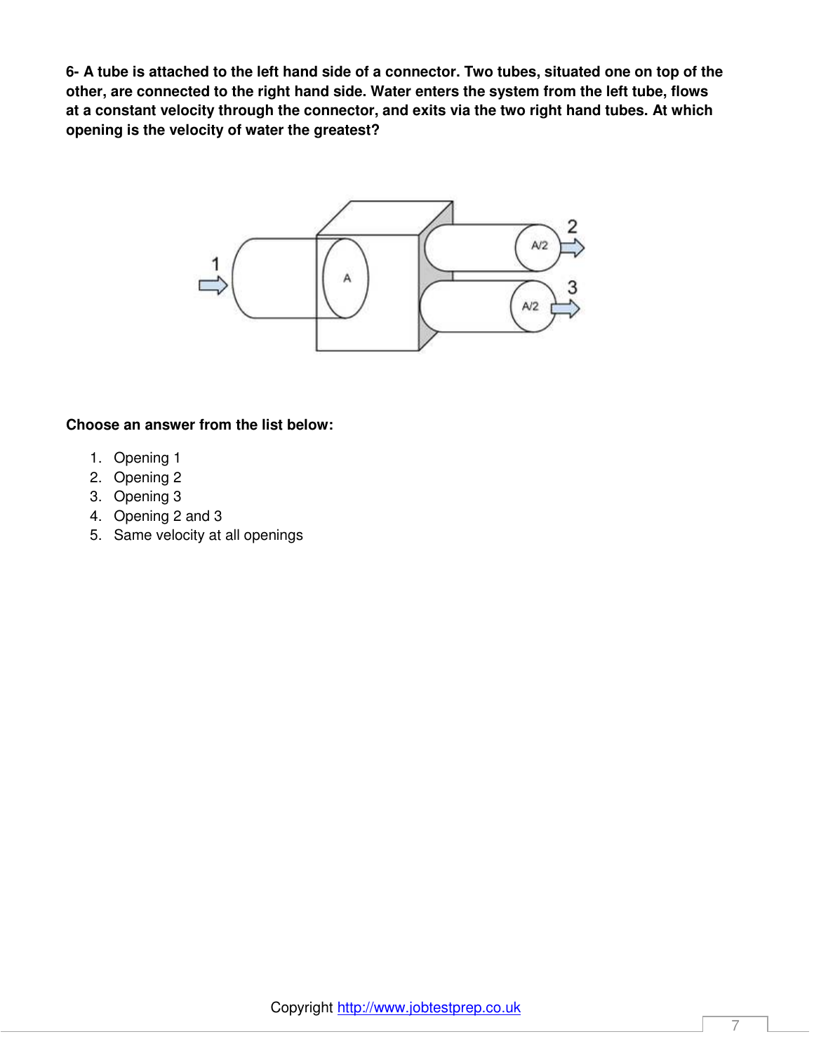**6- A tube is attached to the left hand side of a connector. Two tubes, situated one on top of the other, are connected to the right hand side. Water enters the system from the left tube, flows at a constant velocity through the connector, and exits via the two right hand tubes. At which opening is the velocity of water the greatest?**

**Choose an answer from the list below:**

1. Opening 1
2. Opening 2
3. Opening 3
4. Opening 2 and 3
5. Same velocity at all openings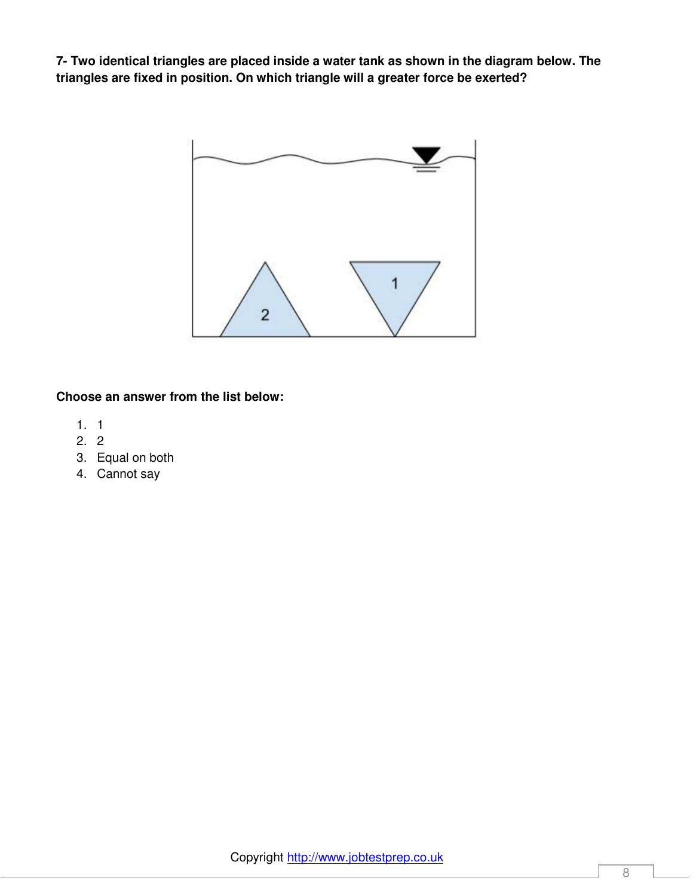**7- Two identical triangles are placed inside a water tank as shown in the diagram below. The triangles are fixed in position. On which triangle will a greater force be exerted?**

**Choose an answer from the list below:**

1. 1
2. 2
3. Equal on both
4. Cannot say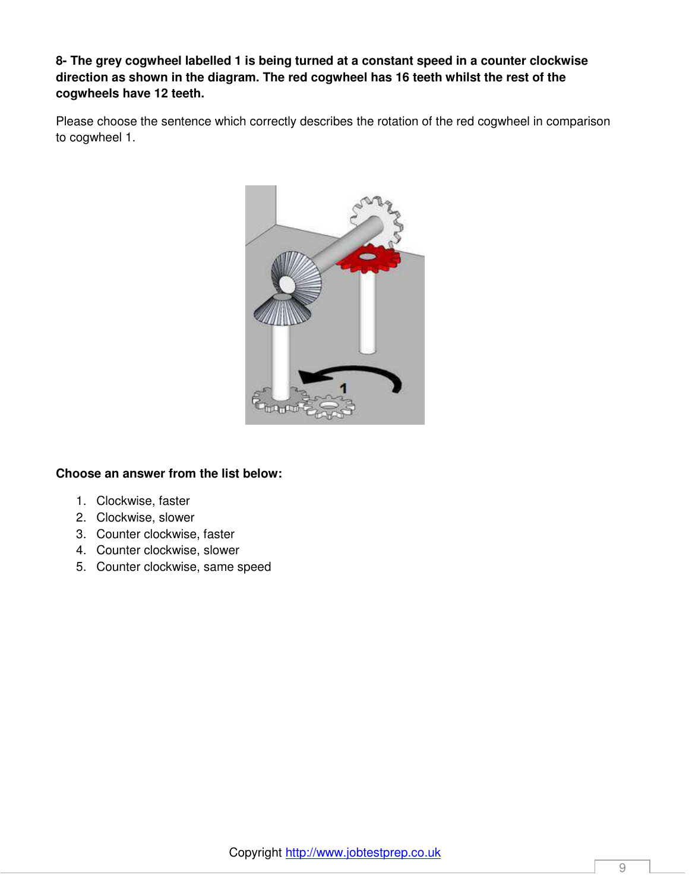**8- The grey cogwheel labelled 1 is being turned at a constant speed in a counter clockwise direction as shown in the diagram. The red cogwheel has 16 teeth whilst the rest of the cogwheels have 12 teeth.**

Please choose the sentence which correctly describes the rotation of the red cogwheel in comparison to cogwheel 1.

**Choose an answer from the list below:**

1. Clockwise, faster
2. Clockwise, slower
3. Counter clockwise, faster
4. Counter clockwise, slower
5. Counter clockwise, same speed

Copyright http://www.jobtestprep.co.uk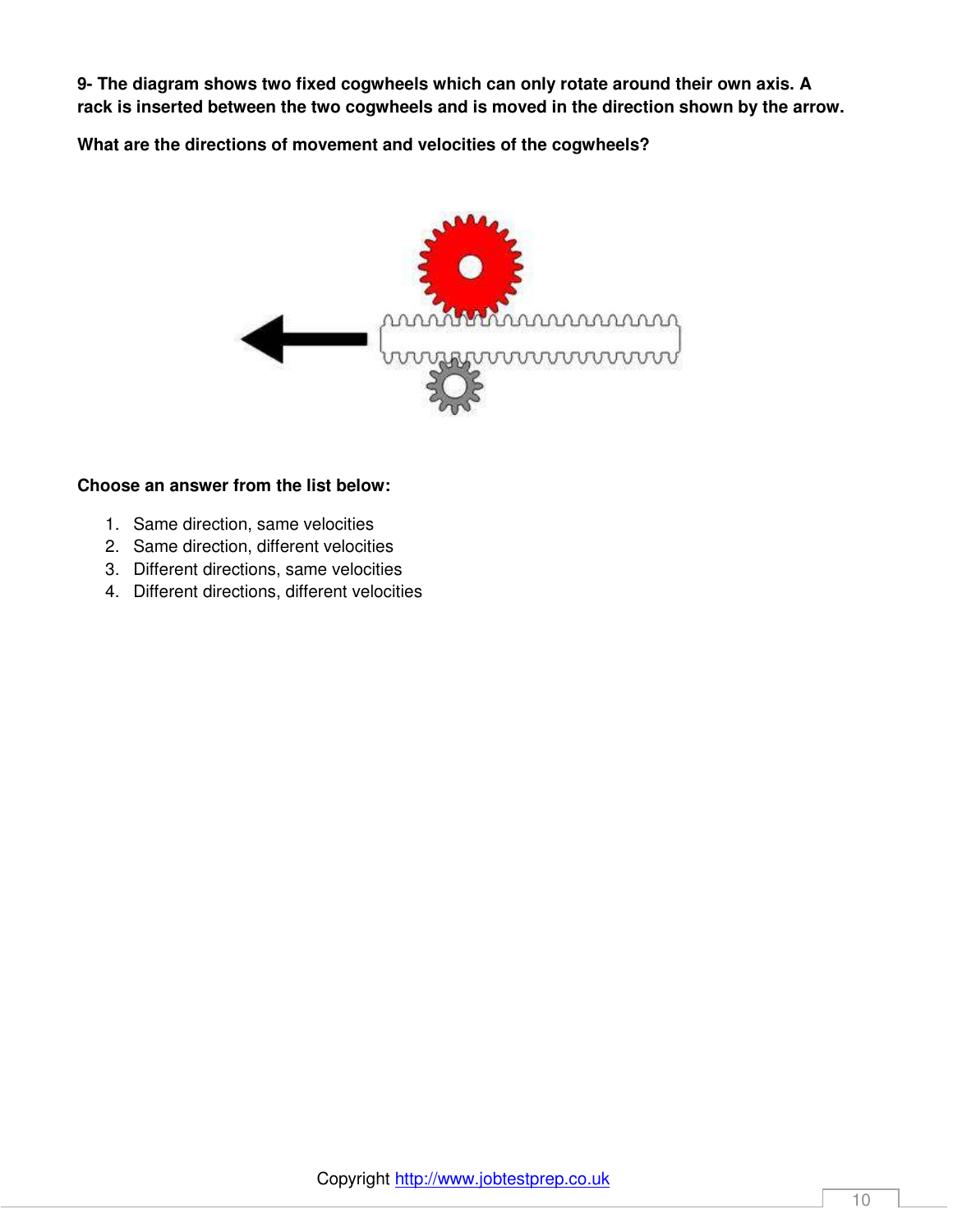**9- The diagram shows two fixed cogwheels which can only rotate around their own axis. A rack is inserted between the two cogwheels and is moved in the direction shown by the arrow.**

**What are the directions of movement and velocities of the cogwheels?**

**Choose an answer from the list below:**

1. Same direction, same velocities
2. Same direction, different velocities
3. Different directions, same velocities
4. Different directions, different velocities

Copyright http://www.jobtestprep.co.uk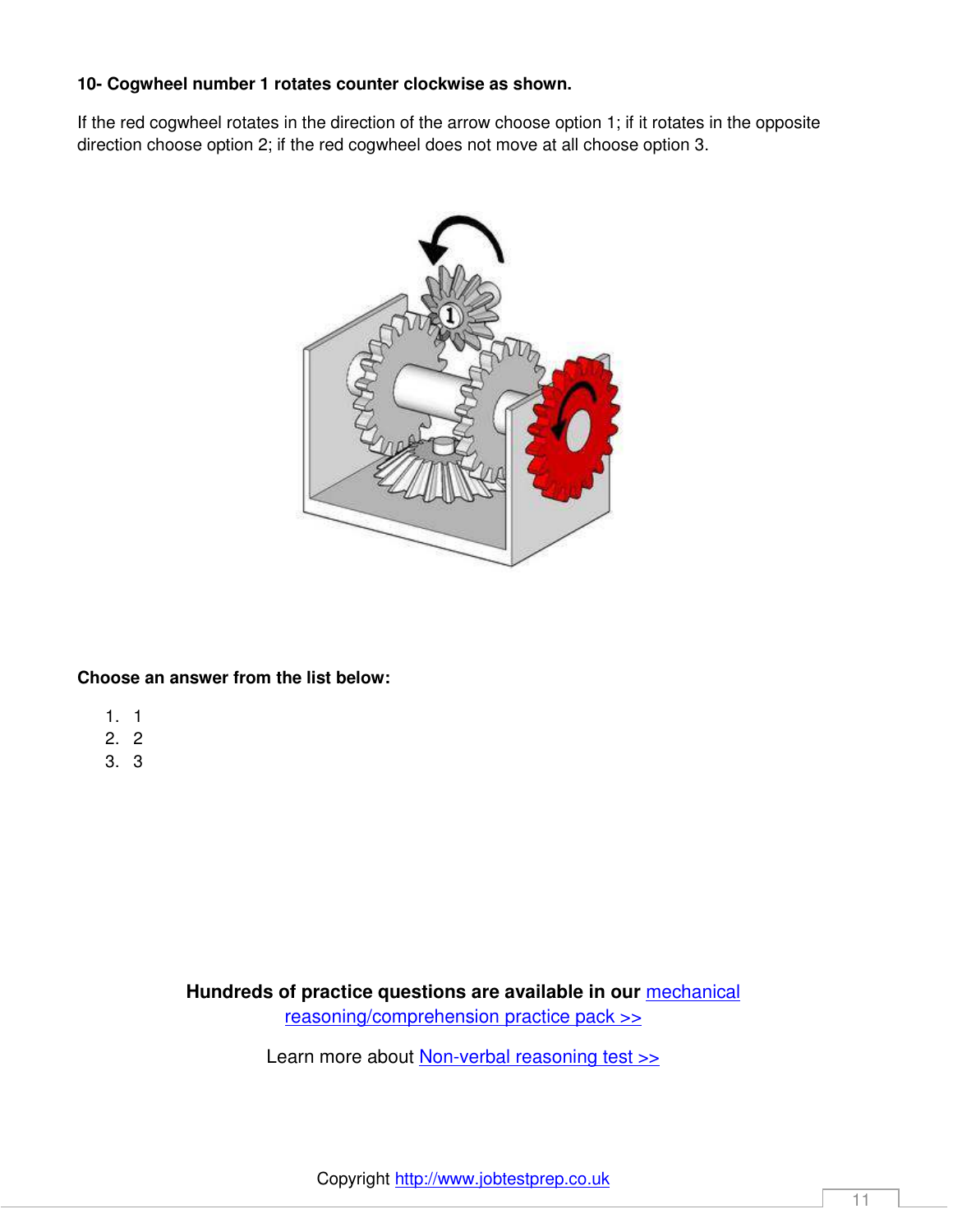**10- Cogwheel number 1 rotates counter clockwise as shown.**

If the red cogwheel rotates in the direction of the arrow choose option 1; if it rotates in the opposite direction choose option 2; if the red cogwheel does not move at all choose option 3.

**Choose an answer from the list below:**

1. 1
2. 2
3. 3

**Hundreds of practice questions are available in our** mechanical reasoning/comprehension practice pack >>

Learn more about Non-verbal reasoning test >>

Copyright http://www.jobtestprep.co.uk